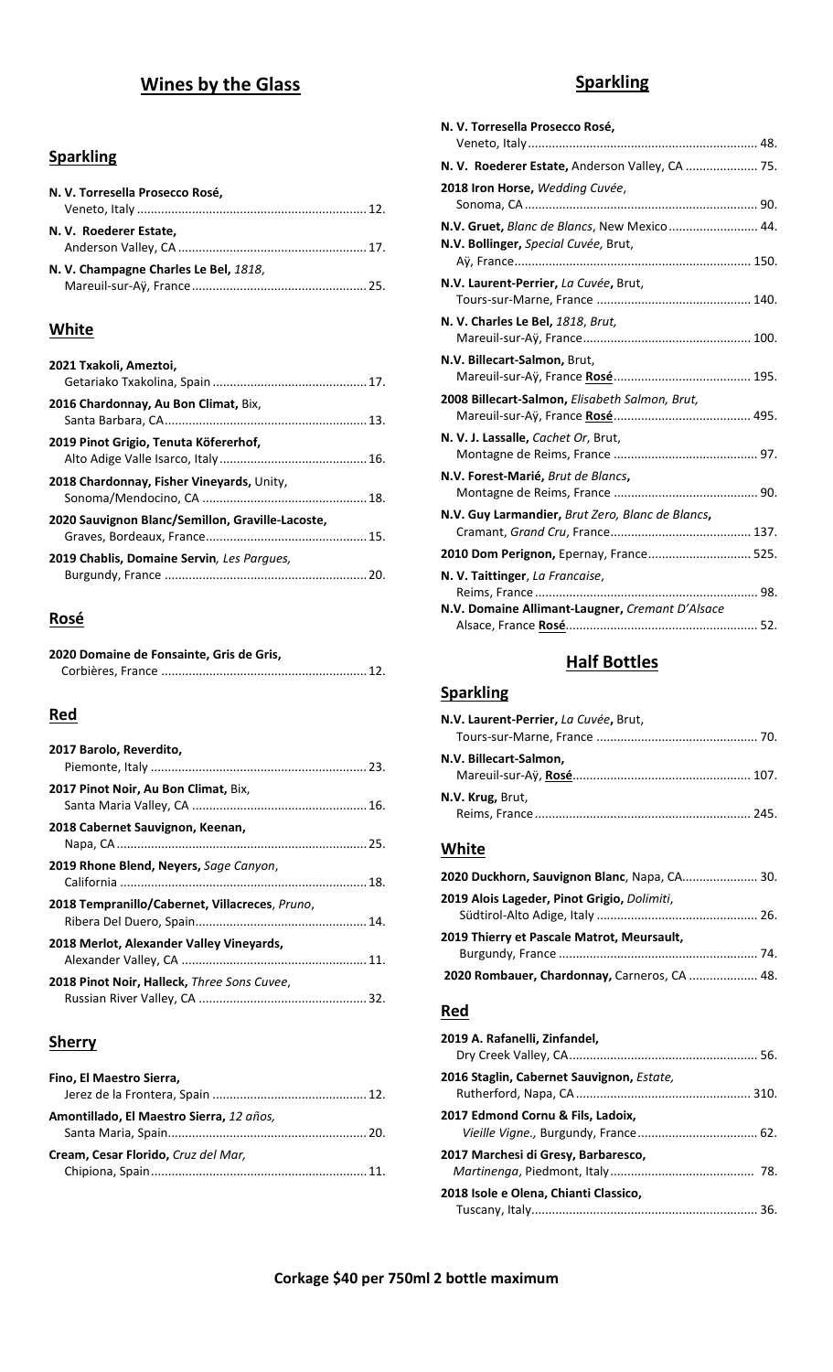# Wines by the Glass

## Sparkling

**N. V. Torresella Prosecco Rosé,**
Veneto, Italy .... 12.

**N. V. Roederer Estate,**
Anderson Valley, CA .... 17.

**N. V. Champagne Charles Le Bel,** *1818*,
Mareuil-sur-Aÿ, France .... 25.

## White

**2021 Txakoli, Ameztoi,**
Getariako Txakolina, Spain .... 17.

**2016 Chardonnay, Au Bon Climat,** Bix,
Santa Barbara, CA .... 13.

**2019 Pinot Grigio, Tenuta Köfererhof,**
Alto Adige Valle Isarco, Italy .... 16.

**2018 Chardonnay, Fisher Vineyards,** Unity,
Sonoma/Mendocino, CA .... 18.

**2020 Sauvignon Blanc/Semillon, Graville-Lacoste,**
Graves, Bordeaux, France .... 15.

**2019 Chablis, Domaine Servin***, Les Pargues,*
Burgundy, France .... 20.

## Rosé

**2020 Domaine de Fonsainte, Gris de Gris,**
Corbières, France .... 12.

## Red

**2017 Barolo, Reverdito,**
Piemonte, Italy .... 23.

**2017 Pinot Noir, Au Bon Climat,** Bix,
Santa Maria Valley, CA .... 16.

**2018 Cabernet Sauvignon, Keenan,**
Napa, CA .... 25.

**2019 Rhone Blend, Neyers,** *Sage Canyon*,
California .... 18.

**2018 Tempranillo/Cabernet, Villacreces,** *Pruno*,
Ribera Del Duero, Spain .... 14.

**2018 Merlot, Alexander Valley Vineyards,**
Alexander Valley, CA .... 11.

**2018 Pinot Noir, Halleck,** *Three Sons Cuvee*,
Russian River Valley, CA .... 32.

## Sherry

**Fino, El Maestro Sierra,**
Jerez de la Frontera, Spain .... 12.

**Amontillado, El Maestro Sierra,** *12 años,*
Santa Maria, Spain .... 20.

**Cream, Cesar Florido,** *Cruz del Mar,*
Chipiona, Spain .... 11.

# Sparkling

**N. V. Torresella Prosecco Rosé,**
Veneto, Italy .... 48.

**N. V. Roederer Estate,** Anderson Valley, CA .... 75.

**2018 Iron Horse,** *Wedding Cuvée*,
Sonoma, CA .... 90.

**N.V. Gruet,** *Blanc de Blancs*, New Mexico .... 44.

**N.V. Bollinger,** *Special Cuvée,* Brut,
Aÿ, France .... 150.

**N.V. Laurent-Perrier,** *La Cuvée***,** Brut,
Tours-sur-Marne, France .... 140.

**N. V. Charles Le Bel,** *1818*, *Brut,*
Mareuil-sur-Aÿ, France .... 100.

**N.V. Billecart-Salmon,** Brut,
Mareuil-sur-Aÿ, France **Rosé** .... 195.

**2008 Billecart-Salmon,** *Elisabeth Salmon, Brut,*
Mareuil-sur-Aÿ, France **Rosé** .... 495.

**N. V. J. Lassalle,** *Cachet Or*, Brut,
Montagne de Reims, France .... 97.

**N.V. Forest-Marié,** *Brut de Blancs***,**
Montagne de Reims, France .... 90.

**N.V. Guy Larmandier,** *Brut Zero, Blanc de Blancs***,**
Cramant, *Grand Cru*, France .... 137.

**2010 Dom Perignon,** Epernay, France .... 525.

**N. V. Taittinger**, *La Francaise*,
Reims, France .... 98.

**N.V. Domaine Allimant-Laugner,** *Cremant D'Alsace*
Alsace, France **Rosé** .... 52.

# Half Bottles

## Sparkling

**N.V. Laurent-Perrier,** *La Cuvée***,** Brut,
Tours-sur-Marne, France .... 70.

**N.V. Billecart-Salmon,**
Mareuil-sur-Aÿ, **Rosé** .... 107.

**N.V. Krug,** Brut,
Reims, France .... 245.

## White

**2020 Duckhorn, Sauvignon Blanc**, Napa, CA .... 30.

**2019 Alois Lageder, Pinot Grigio,** *Dolimiti*,
Südtirol-Alto Adige, Italy .... 26.

**2019 Thierry et Pascale Matrot, Meursault,**
Burgundy, France .... 74.

**2020 Rombauer, Chardonnay,** Carneros, CA .... 48.

## Red

**2019 A. Rafanelli, Zinfandel,**
Dry Creek Valley, CA .... 56.

**2016 Staglin, Cabernet Sauvignon,** *Estate,*
Rutherford, Napa, CA .... 310.

**2017 Edmond Cornu & Fils, Ladoix,**
*Vieille Vigne.,* Burgundy, France .... 62.

**2017 Marchesi di Gresy, Barbaresco,**
*Martinenga*, Piedmont, Italy .... 78.

**2018 Isole e Olena, Chianti Classico,**
Tuscany, Italy .... 36.

**Corkage $40 per 750ml 2 bottle maximum**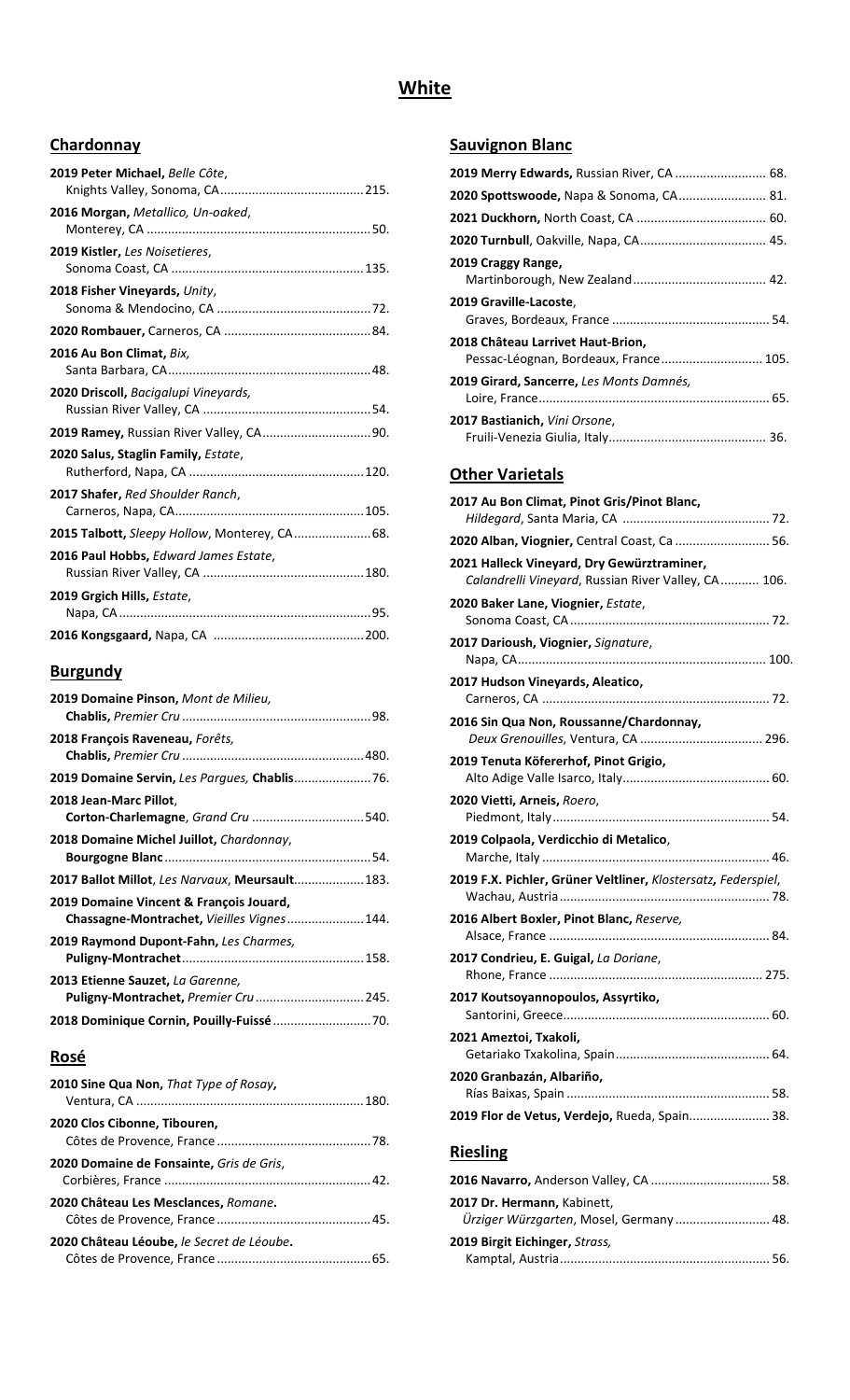# White

## Chardonnay

**2019 Peter Michael,** *Belle Côte*,
Knights Valley, Sonoma, CA........................................215.

**2016 Morgan,** *Metallico, Un-oaked*,
Monterey, CA ..............................................................50.

**2019 Kistler,** *Les Noisetieres*,
Sonoma Coast, CA .....................................................135.

**2018 Fisher Vineyards,** *Unity*,
Sonoma & Mendocino, CA ...........................................72.

**2020 Rombauer,** Carneros, CA .........................................84.

**2016 Au Bon Climat,** *Bix,*
Santa Barbara, CA.........................................................48.

**2020 Driscoll,** *Bacigalupi Vineyards,*
Russian River Valley, CA ...............................................54.

**2019 Ramey,** Russian River Valley, CA..............................90.

**2020 Salus, Staglin Family,** *Estate*,
Rutherford, Napa, CA .................................................120.

**2017 Shafer,** *Red Shoulder Ranch*,
Carneros, Napa, CA.....................................................105.

**2015 Talbott,** *Sleepy Hollow*, Monterey, CA......................68.

**2016 Paul Hobbs,** *Edward James Estate*,
Russian River Valley, CA .............................................180.

**2019 Grgich Hills,** *Estate*,
Napa, CA .......................................................................95.

**2016 Kongsgaard,** Napa, CA ..........................................200.

## Burgundy

**2019 Domaine Pinson,** *Mont de Milieu,*
**Chablis,** *Premier Cru* .....................................................98.

**2018 François Raveneau,** *Forêts,*
**Chablis,** *Premier Cru* ...................................................480.

**2019 Domaine Servin,** *Les Pargues,* **Chablis**......................76.

**2018 Jean-Marc Pillot**,
**Corton-Charlemagne**, *Grand Cru* ................................540.

**2018 Domaine Michel Juillot,** *Chardonnay*,
**Bourgogne Blanc** ..........................................................54.

**2017 Ballot Millot**, *Les Narvaux*, **Meursault**....................183.

**2019 Domaine Vincent & François Jouard,**
**Chassagne-Montrachet,** *Vieilles Vignes*......................144.

**2019 Raymond Dupont-Fahn,** *Les Charmes,*
**Puligny-Montrachet**...................................................158.

**2013 Etienne Sauzet,** *La Garenne,*
**Puligny-Montrachet,** *Premier Cru* ..............................245.

**2018 Dominique Cornin, Pouilly-Fuissé** ...........................70.

## Rosé

**2010 Sine Qua Non,** *That Type of Rosay***,**
Ventura, CA ................................................................180.

**2020 Clos Cibonne, Tibouren,**
Côtes de Provence, France ...........................................78.

**2020 Domaine de Fonsainte,** *Gris de Gris*,
Corbières, France ..........................................................42.

**2020 Château Les Mesclances,** *Romane***.**
Côtes de Provence, France ...........................................45.

**2020 Château Léoube,** *le Secret de Léoube***.**
Côtes de Provence, France ...........................................65.

## Sauvignon Blanc

**2019 Merry Edwards,** Russian River, CA .......................... 68.

**2020 Spottswoode,** Napa & Sonoma, CA......................... 81.

**2021 Duckhorn,** North Coast, CA .................................... 60.

**2020 Turnbull**, Oakville, Napa, CA................................... 45.

**2019 Craggy Range,**
Martinborough, New Zealand..................................... 42.

**2019 Graville-Lacoste**,
Graves, Bordeaux, France ............................................ 54.

**2018 Château Larrivet Haut-Brion,**
Pessac-Léognan, Bordeaux, France............................ 105.

**2019 Girard, Sancerre,** *Les Monts Damnés,*
Loire, France................................................................ 65.

**2017 Bastianich,** *Vini Orsone*,
Fruili-Venezia Giulia, Italy............................................ 36.

## Other Varietals

**2017 Au Bon Climat, Pinot Gris/Pinot Blanc,**
*Hildegard*, Santa Maria, CA ......................................... 72.

**2020 Alban, Viognier,** Central Coast, Ca .......................... 56.

**2021 Halleck Vineyard, Dry Gewürztraminer,**
*Calandrelli Vineyard*, Russian River Valley, CA........... 106.

**2020 Baker Lane, Viognier,** *Estate*,
Sonoma Coast, CA ........................................................ 72.

**2017 Darioush, Viognier,** *Signature*,
Napa, CA..................................................................... 100.

**2017 Hudson Vineyards, Aleatico,**
Carneros, CA ................................................................ 72.

**2016 Sin Qua Non, Roussanne/Chardonnay,**
*Deux Grenouilles*, Ventura, CA .................................. 296.

**2019 Tenuta Köfererhof, Pinot Grigio,**
Alto Adige Valle Isarco, Italy......................................... 60.

**2020 Vietti, Arneis,** *Roero*,
Piedmont, Italy............................................................. 54.

**2019 Colpaola, Verdicchio di Metalico**,
Marche, Italy ................................................................ 46.

**2019 F.X. Pichler, Grüner Veltliner,** *Klostersatz***,** *Federspiel*,
Wachau, Austria........................................................... 78.

**2016 Albert Boxler, Pinot Blanc,** *Reserve,*
Alsace, France .............................................................. 84.

**2017 Condrieu, E. Guigal,** *La Doriane*,
Rhone, France ............................................................ 275.

**2017 Koutsoyannopoulos, Assyrtiko,**
Santorini, Greece.......................................................... 60.

**2021 Ameztoi, Txakoli,**
Getariako Txakolina, Spain........................................... 64.

**2020 Granbazán, Albariño,**
Rías Baixas, Spain ......................................................... 58.

**2019 Flor de Vetus, Verdejo,** Rueda, Spain....................... 38.

## Riesling

**2016 Navarro,** Anderson Valley, CA ................................. 58.

**2017 Dr. Hermann,** Kabinett,
*Ürziger Würzgarten*, Mosel, Germany .......................... 48.

**2019 Birgit Eichinger,** *Strass,*
Kamptal, Austria........................................................... 56.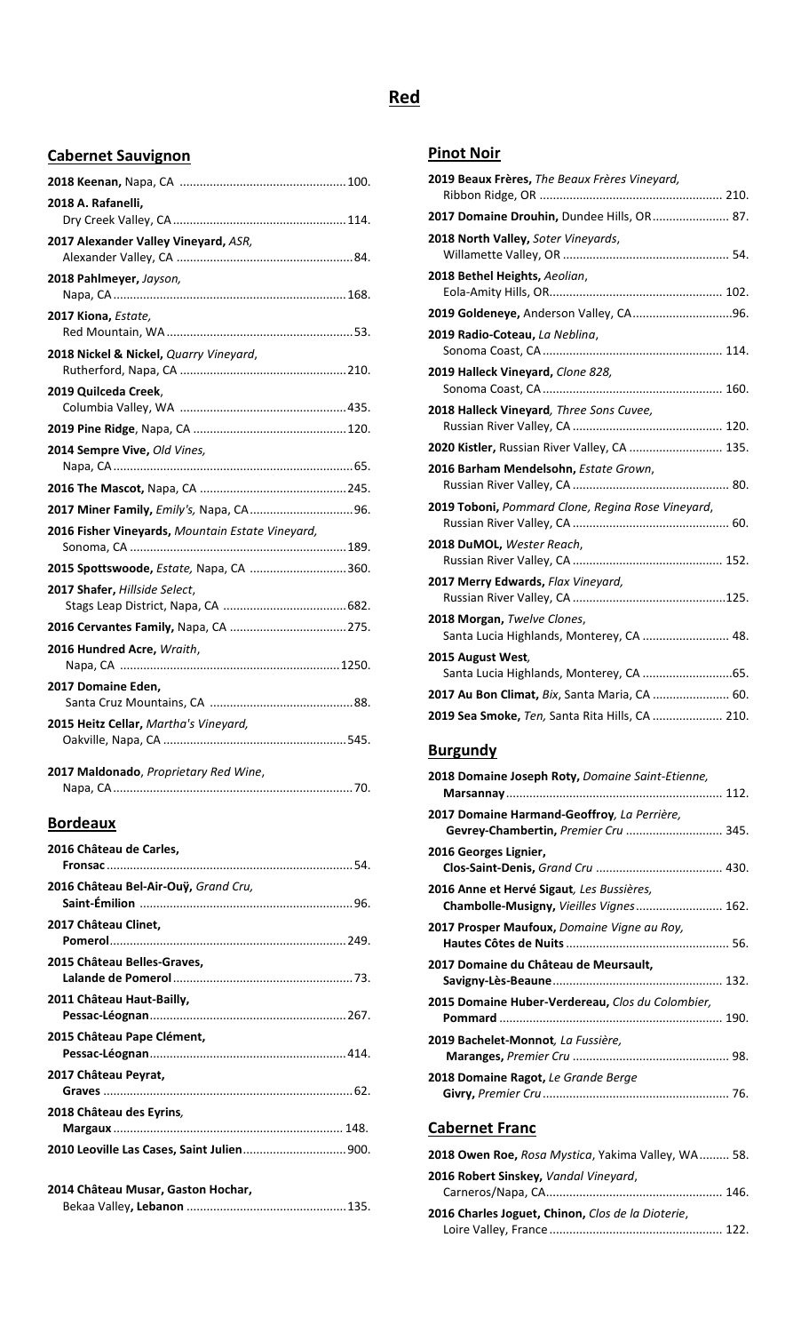# Red

## Cabernet Sauvignon

**2018 Keenan,** Napa, CA ........ 100.

**2018 A. Rafanelli,**
Dry Creek Valley, CA ........ 114.

**2017 Alexander Valley Vineyard,** *ASR,*
Alexander Valley, CA ........ 84.

**2018 Pahlmeyer,** *Jayson,*
Napa, CA ........ 168.

**2017 Kiona,** *Estate,*
Red Mountain, WA ........ 53.

**2018 Nickel & Nickel,** *Quarry Vineyard*,
Rutherford, Napa, CA ........ 210.

**2019 Quilceda Creek**,
Columbia Valley, WA ........ 435.

**2019 Pine Ridge**, Napa, CA ........ 120.

**2014 Sempre Vive,** *Old Vines,*
Napa, CA ........ 65.

**2016 The Mascot,** Napa, CA ........ 245.

**2017 Miner Family,** *Emily's,* Napa, CA ........ 96.

**2016 Fisher Vineyards,** *Mountain Estate Vineyard,*
Sonoma, CA ........ 189.

**2015 Spottswoode,** *Estate,* Napa, CA ........ 360.

**2017 Shafer,** *Hillside Select*,
Stags Leap District, Napa, CA ........ 682.

**2016 Cervantes Family,** Napa, CA ........ 275.

**2016 Hundred Acre,** *Wraith*,
Napa, CA ........ 1250.

**2017 Domaine Eden,**
Santa Cruz Mountains, CA ........ 88.

**2015 Heitz Cellar,** *Martha's Vineyard,*
Oakville, Napa, CA ........ 545.

**2017 Maldonado**, *Proprietary Red Wine*,
Napa, CA ........ 70.

## Bordeaux

**2016 Château de Carles,**
**Fronsac** ........ 54.

**2016 Château Bel-Air-Ouÿ,** *Grand Cru,*
**Saint-Émilion** ........ 96.

**2017 Château Clinet,**
**Pomerol** ........ 249.

**2015 Château Belles-Graves,**
**Lalande de Pomerol** ........ 73.

**2011 Château Haut-Bailly,**
**Pessac-Léognan** ........ 267.

**2015 Château Pape Clément,**
**Pessac-Léognan** ........ 414.

**2017 Château Peyrat,**
**Graves** ........ 62.

**2018 Château des Eyrins***,*
**Margaux** ........ 148.

**2010 Leoville Las Cases, Saint Julien** ........ 900.

**2014 Château Musar, Gaston Hochar,**
Bekaa Valley**, Lebanon** ........ 135.

## Pinot Noir

**2019 Beaux Frères,** *The Beaux Frères Vineyard,*
Ribbon Ridge, OR ........ 210.

**2017 Domaine Drouhin,** Dundee Hills, OR ........ 87.

**2018 North Valley,** *Soter Vineyards*,
Willamette Valley, OR ........ 54.

**2018 Bethel Heights,** *Aeolian*,
Eola-Amity Hills, OR ........ 102.

**2019 Goldeneye,** Anderson Valley, CA ........ 96.

**2019 Radio-Coteau,** *La Neblina*,
Sonoma Coast, CA ........ 114.

**2019 Halleck Vineyard,** *Clone 828,*
Sonoma Coast, CA ........ 160.

**2018 Halleck Vineyard***, Three Sons Cuvee,*
Russian River Valley, CA ........ 120.

**2020 Kistler,** Russian River Valley, CA ........ 135.

**2016 Barham Mendelsohn,** *Estate Grown*,
Russian River Valley, CA ........ 80.

**2019 Toboni,** *Pommard Clone, Regina Rose Vineyard*,
Russian River Valley, CA ........ 60.

**2018 DuMOL,** *Wester Reach*,
Russian River Valley, CA ........ 152.

**2017 Merry Edwards,** *Flax Vineyard,*
Russian River Valley, CA ........ 125.

**2018 Morgan,** *Twelve Clones*,
Santa Lucia Highlands, Monterey, CA ........ 48.

**2015 August West***,*
Santa Lucia Highlands, Monterey, CA ........ 65.

**2017 Au Bon Climat,** *Bix*, Santa Maria, CA ........ 60.

**2019 Sea Smoke,** *Ten,* Santa Rita Hills, CA ........ 210.

## Burgundy

**2018 Domaine Joseph Roty,** *Domaine Saint-Etienne,*
**Marsannay** ........ 112.

**2017 Domaine Harmand-Geoffroy***, La Perrière,*
**Gevrey-Chambertin,** *Premier Cru* ........ 345.

**2016 Georges Lignier,**
**Clos-Saint-Denis,** *Grand Cru* ........ 430.

**2016 Anne et Hervé Sigaut***, Les Bussières,*
**Chambolle-Musigny,** *Vieilles Vignes* ........ 162.

**2017 Prosper Maufoux,** *Domaine Vigne au Roy,*
**Hautes Côtes de Nuits** ........ 56.

**2017 Domaine du Château de Meursault,**
**Savigny-Lès-Beaune** ........ 132.

**2015 Domaine Huber-Verdereau,** *Clos du Colombier,*
**Pommard** ........ 190.

**2019 Bachelet-Monnot***, La Fussière,*
**Maranges,** *Premier Cru* ........ 98.

**2018 Domaine Ragot,** *Le Grande Berge*
**Givry,** *Premier Cru* ........ 76.

## Cabernet Franc

**2018 Owen Roe,** *Rosa Mystica*, Yakima Valley, WA ........ 58.

**2016 Robert Sinskey,** *Vandal Vineyard*,
Carneros/Napa, CA ........ 146.

**2016 Charles Joguet, Chinon,** *Clos de la Dioterie*,
Loire Valley, France ........ 122.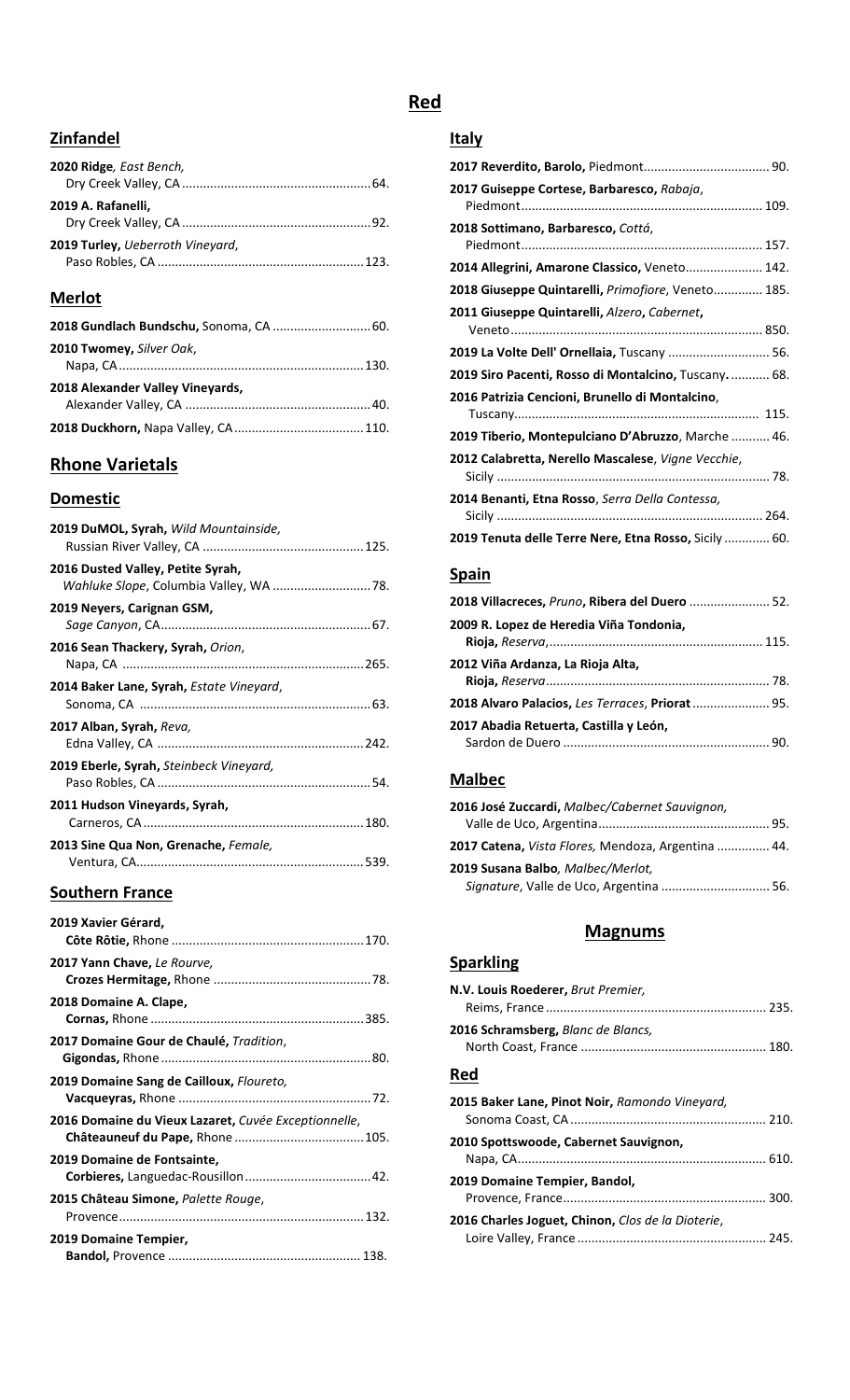# Red

## Zinfandel

**2020 Ridge**, *East Bench*,
Dry Creek Valley, CA ........ 64.

**2019 A. Rafanelli,**
Dry Creek Valley, CA ........ 92.

**2019 Turley,** *Ueberroth Vineyard*,
Paso Robles, CA ........ 123.

## Merlot

**2018 Gundlach Bundschu,** Sonoma, CA ........ 60.

**2010 Twomey,** *Silver Oak*,
Napa, CA ........ 130.

**2018 Alexander Valley Vineyards,**
Alexander Valley, CA ........ 40.

**2018 Duckhorn,** Napa Valley, CA ........ 110.

## Rhone Varietals

### Domestic

**2019 DuMOL, Syrah,** *Wild Mountainside*,
Russian River Valley, CA ........ 125.

**2016 Dusted Valley, Petite Syrah,**
*Wahluke Slope*, Columbia Valley, WA ........ 78.

**2019 Neyers, Carignan GSM,**
*Sage Canyon*, CA ........ 67.

**2016 Sean Thackery, Syrah,** *Orion*,
Napa, CA ........ 265.

**2014 Baker Lane, Syrah,** *Estate Vineyard*,
Sonoma, CA ........ 63.

**2017 Alban, Syrah,** *Reva,*
Edna Valley, CA ........ 242.

**2019 Eberle, Syrah,** *Steinbeck Vineyard*,
Paso Robles, CA ........ 54.

**2011 Hudson Vineyards, Syrah,**
Carneros, CA ........ 180.

**2013 Sine Qua Non, Grenache,** *Female*,
Ventura, CA ........ 539.

### Southern France

**2019 Xavier Gérard,**
**Côte Rôtie,** Rhone ........ 170.

**2017 Yann Chave,** *Le Rourve,*
**Crozes Hermitage,** Rhone ........ 78.

**2018 Domaine A. Clape,**
**Cornas,** Rhone ........ 385.

**2017 Domaine Gour de Chaulé,** *Tradition*,
**Gigondas,** Rhone ........ 80.

**2019 Domaine Sang de Cailloux,** *Floureto,*
**Vacqueyras,** Rhone ........ 72.

**2016 Domaine du Vieux Lazaret,** *Cuvée Exceptionnelle*,
**Châteauneuf du Pape,** Rhone ........ 105.

**2019 Domaine de Fontsainte,**
**Corbieres,** Languedoc-Rousillon ........ 42.

**2015 Château Simone,** *Palette Rouge*,
Provence ........ 132.

**2019 Domaine Tempier,**
**Bandol,** Provence ........ 138.

## Italy

**2017 Reverdito, Barolo,** Piedmont ........ 90.

**2017 Guiseppe Cortese, Barbaresco,** *Rabaja*,
Piedmont ........ 109.

**2018 Sottimano, Barbaresco,** *Cottá*,
Piedmont ........ 157.

**2014 Allegrini, Amarone Classico,** Veneto ........ 142.

**2018 Giuseppe Quintarelli,** *Primofiore*, Veneto ........ 185.

**2011 Giuseppe Quintarelli,** *Alzero*, **Cabernet,**
Veneto ........ 850.

**2019 La Volte Dell' Ornellaia,** Tuscany ........ 56.

**2019 Siro Pacenti, Rosso di Montalcino,** Tuscany. ........ 68.

**2016 Patrizia Cencioni, Brunello di Montalcino**,
Tuscany ........ 115.

**2019 Tiberio, Montepulciano D'Abruzzo**, Marche ........ 46.

**2012 Calabretta, Nerello Mascalese**, *Vigne Vecchie*,
Sicily ........ 78.

**2014 Benanti, Etna Rosso**, *Serra Della Contessa,*
Sicily ........ 264.

**2019 Tenuta delle Terre Nere, Etna Rosso,** Sicily ........ 60.

## Spain

**2018 Villacreces,** *Pruno*, **Ribera del Duero** ........ 52.

**2009 R. Lopez de Heredia Viña Tondonia,**
**Rioja,** *Reserva* ........ 115.

**2012 Viña Ardanza, La Rioja Alta,**
**Rioja,** *Reserva* ........ 78.

**2018 Alvaro Palacios,** *Les Terraces*, **Priorat** ........ 95.

**2017 Abadia Retuerta, Castilla y León,**
Sardon de Duero ........ 90.

## Malbec

**2016 José Zuccardi,** *Malbec/Cabernet Sauvignon,*
Valle de Uco, Argentina ........ 95.

**2017 Catena,** *Vista Flores,* Mendoza, Argentina ........ 44.

**2019 Susana Balbo***, Malbec/Merlot,*
*Signature*, Valle de Uco, Argentina ........ 56.

# Magnums

## Sparkling

**N.V. Louis Roederer,** *Brut Premier,*
Reims, France ........ 235.

**2016 Schramsberg,** *Blanc de Blancs,*
North Coast, France ........ 180.

## Red

**2015 Baker Lane, Pinot Noir,** *Ramondo Vineyard,*
Sonoma Coast, CA ........ 210.

**2010 Spottswoode, Cabernet Sauvignon,**
Napa, CA ........ 610.

**2019 Domaine Tempier, Bandol,**
Provence, France ........ 300.

**2016 Charles Joguet, Chinon,** *Clos de la Dioterie*,
Loire Valley, France ........ 245.